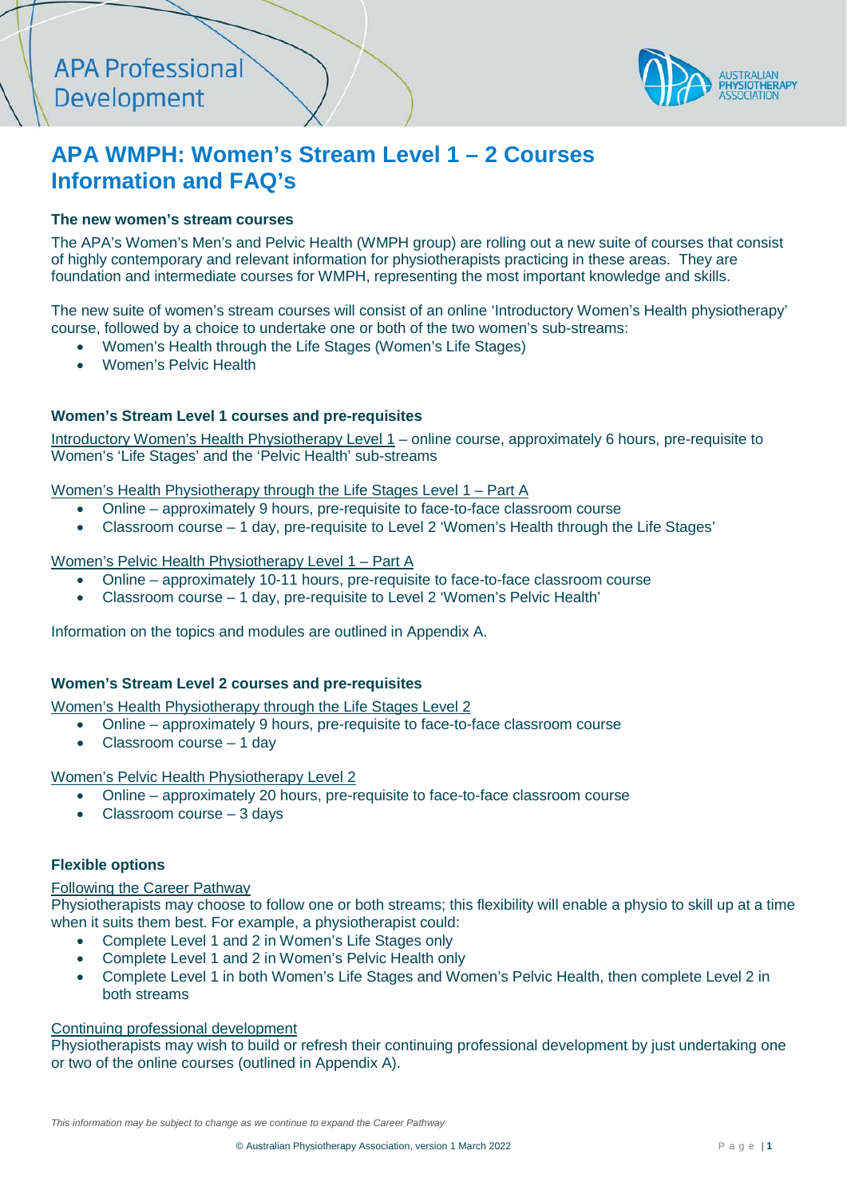# APA WMPH: Women's Stream Level 1 – 2 Courses Information and FAQ's

### The new women's stream courses

The APA's Women's Men's and Pelvic Health (WMPH group) are rolling out a new suite of courses that consist of highly contemporary and relevant information for physiotherapists practicing in these areas. They are foundation and intermediate courses for WMPH, representing the most important knowledge and skills.

The new suite of women's stream courses will consist of an online 'Introductory Women's Health physiotherapy' course, followed by a choice to undertake one or both of the two women's sub-streams:

- Women's Health through the Life Stages (Women's Life Stages)
- Women's Pelvic Health

### Women's Stream Level 1 courses and pre-requisites

Introductory Women's Health Physiotherapy Level 1 – online course, approximately 6 hours, pre-requisite to Women's 'Life Stages' and the 'Pelvic Health' sub-streams

Women's Health Physiotherapy through the Life Stages Level 1 – Part A

- Online – approximately 9 hours, pre-requisite to face-to-face classroom course
- Classroom course – 1 day, pre-requisite to Level 2 'Women's Health through the Life Stages'

Women's Pelvic Health Physiotherapy Level 1 – Part A

- Online – approximately 10-11 hours, pre-requisite to face-to-face classroom course
- Classroom course – 1 day, pre-requisite to Level 2 'Women's Pelvic Health'

Information on the topics and modules are outlined in Appendix A.

### Women's Stream Level 2 courses and pre-requisites

Women's Health Physiotherapy through the Life Stages Level 2

- Online – approximately 9 hours, pre-requisite to face-to-face classroom course
- Classroom course – 1 day

Women's Pelvic Health Physiotherapy Level 2

- Online – approximately 20 hours, pre-requisite to face-to-face classroom course
- Classroom course – 3 days

### Flexible options

Following the Career Pathway

Physiotherapists may choose to follow one or both streams; this flexibility will enable a physio to skill up at a time when it suits them best. For example, a physiotherapist could:

- Complete Level 1 and 2 in Women's Life Stages only
- Complete Level 1 and 2 in Women's Pelvic Health only
- Complete Level 1 in both Women's Life Stages and Women's Pelvic Health, then complete Level 2 in both streams

Continuing professional development

Physiotherapists may wish to build or refresh their continuing professional development by just undertaking one or two of the online courses (outlined in Appendix A).

*This information may be subject to change as we continue to expand the Career Pathway*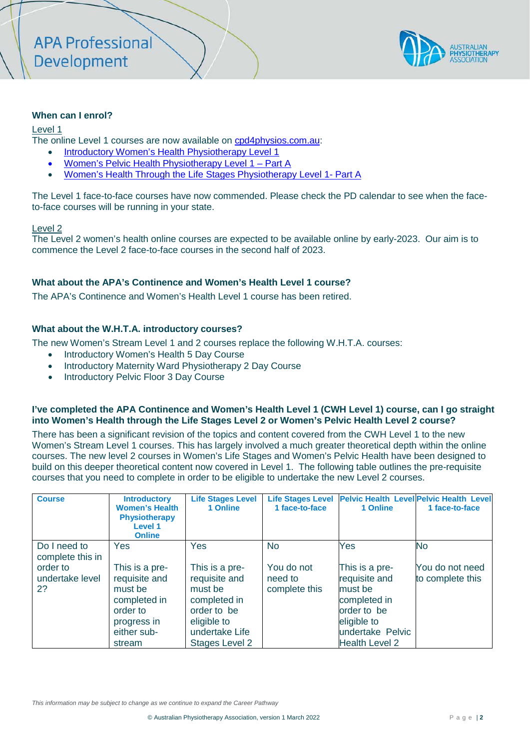### When can I enrol?

Level 1

The online Level 1 courses are now available on [cpd4physios.com.au](cpd4physios.com.au):

- Introductory Women's Health Physiotherapy Level 1
- Women's Pelvic Health Physiotherapy Level 1 – Part A
- Women's Health Through the Life Stages Physiotherapy Level 1- Part A

The Level 1 face-to-face courses have now commended. Please check the PD calendar to see when the face-to-face courses will be running in your state.

Level 2

The Level 2 women's health online courses are expected to be available online by early-2023. Our aim is to commence the Level 2 face-to-face courses in the second half of 2023.

### What about the APA's Continence and Women's Health Level 1 course?

The APA's Continence and Women's Health Level 1 course has been retired.

### What about the W.H.T.A. introductory courses?

The new Women's Stream Level 1 and 2 courses replace the following W.H.T.A. courses:

- Introductory Women's Health 5 Day Course
- Introductory Maternity Ward Physiotherapy 2 Day Course
- Introductory Pelvic Floor 3 Day Course

### I've completed the APA Continence and Women's Health Level 1 (CWH Level 1) course, can I go straight into Women's Health through the Life Stages Level 2 or Women's Pelvic Health Level 2 course?

There has been a significant revision of the topics and content covered from the CWH Level 1 to the new Women's Stream Level 1 courses. This has largely involved a much greater theoretical depth within the online courses. The new level 2 courses in Women's Life Stages and Women's Pelvic Health have been designed to build on this deeper theoretical content now covered in Level 1. The following table outlines the pre-requisite courses that you need to complete in order to be eligible to undertake the new Level 2 courses.

| Course | Introductory Women's Health Physiotherapy Level 1 Online | Life Stages Level 1 Online | Life Stages Level 1 face-to-face | Pelvic Health Level 1 Online | Pelvic Health Level 1 face-to-face |
|---|---|---|---|---|---|
| Do I need to complete this in order to undertake level 2? | Yes<br><br>This is a pre-requisite and must be completed in order to progress in either sub-stream | Yes<br><br>This is a pre-requisite and must be completed in order to be eligible to undertake Life Stages Level 2 | No<br><br>You do not need to complete this | Yes<br><br>This is a pre-requisite and must be completed in order to be eligible to undertake Pelvic Health Level 2 | No<br><br>You do not need to complete this |

*This information may be subject to change as we continue to expand the Career Pathway*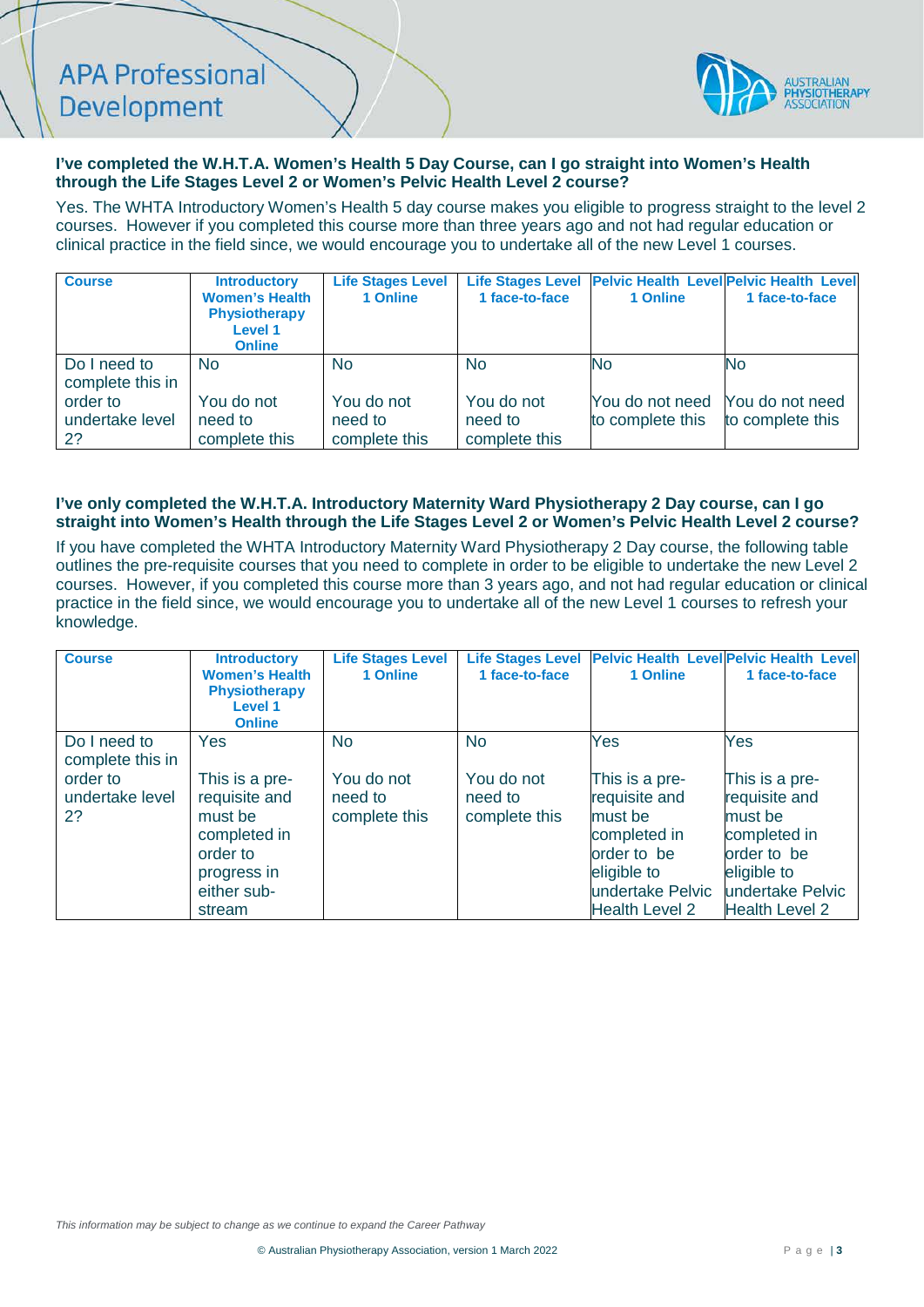**I've completed the W.H.T.A. Women's Health 5 Day Course, can I go straight into Women's Health through the Life Stages Level 2 or Women's Pelvic Health Level 2 course?**

Yes. The WHTA Introductory Women's Health 5 day course makes you eligible to progress straight to the level 2 courses. However if you completed this course more than three years ago and not had regular education or clinical practice in the field since, we would encourage you to undertake all of the new Level 1 courses.

| Course | Introductory Women's Health Physiotherapy Level 1 Online | Life Stages Level 1 Online | Life Stages Level 1 face-to-face | Pelvic Health Level 1 Online | Pelvic Health Level 1 face-to-face |
|---|---|---|---|---|---|
| Do I need to complete this in order to undertake level 2? | No<br><br>You do not need to complete this | No<br><br>You do not need to complete this | No<br><br>You do not need to complete this | No<br><br>You do not need to complete this | No<br><br>You do not need to complete this |

**I've only completed the W.H.T.A. Introductory Maternity Ward Physiotherapy 2 Day course, can I go straight into Women's Health through the Life Stages Level 2 or Women's Pelvic Health Level 2 course?**

If you have completed the WHTA Introductory Maternity Ward Physiotherapy 2 Day course, the following table outlines the pre-requisite courses that you need to complete in order to be eligible to undertake the new Level 2 courses. However, if you completed this course more than 3 years ago, and not had regular education or clinical practice in the field since, we would encourage you to undertake all of the new Level 1 courses to refresh your knowledge.

| Course | Introductory Women's Health Physiotherapy Level 1 Online | Life Stages Level 1 Online | Life Stages Level 1 face-to-face | Pelvic Health Level 1 Online | Pelvic Health Level 1 face-to-face |
|---|---|---|---|---|---|
| Do I need to complete this in order to undertake level 2? | Yes<br><br>This is a pre-requisite and must be completed in order to progress in either sub-stream | No<br><br>You do not need to complete this | No<br><br>You do not need to complete this | Yes<br><br>This is a pre-requisite and must be completed in order to be eligible to undertake Pelvic Health Level 2 | Yes<br><br>This is a pre-requisite and must be completed in order to be eligible to undertake Pelvic Health Level 2 |

*This information may be subject to change as we continue to expand the Career Pathway*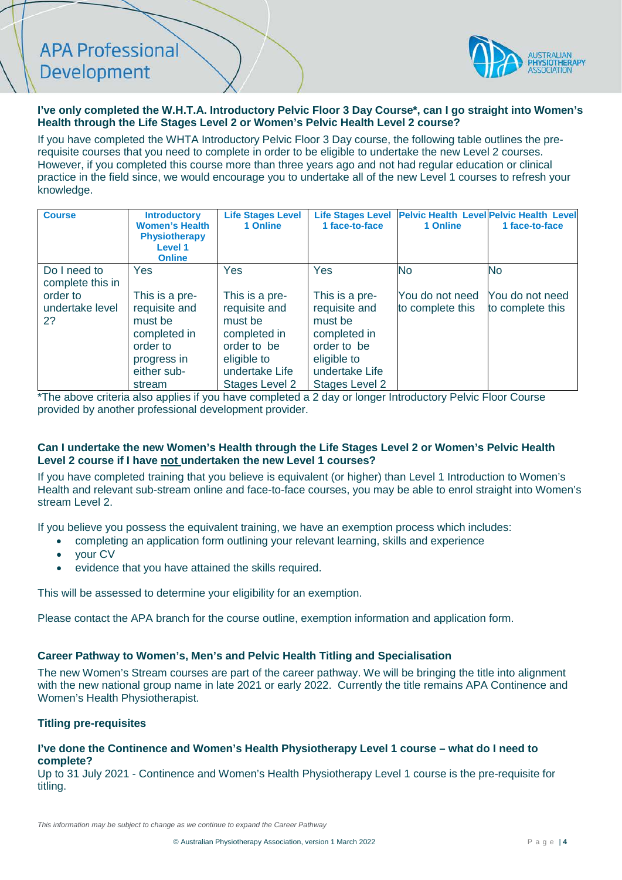**I've only completed the W.H.T.A. Introductory Pelvic Floor 3 Day Course*, can I go straight into Women's Health through the Life Stages Level 2 or Women's Pelvic Health Level 2 course?**

If you have completed the WHTA Introductory Pelvic Floor 3 Day course, the following table outlines the pre-requisite courses that you need to complete in order to be eligible to undertake the new Level 2 courses. However, if you completed this course more than three years ago and not had regular education or clinical practice in the field since, we would encourage you to undertake all of the new Level 1 courses to refresh your knowledge.

| Course | Introductory Women's Health Physiotherapy Level 1 Online | Life Stages Level 1 Online | Life Stages Level 1 face-to-face | Pelvic Health Level 1 Online | Pelvic Health Level 1 face-to-face |
|---|---|---|---|---|---|
| Do I need to complete this in order to undertake level 2? | Yes<br><br>This is a pre-requisite and must be completed in order to progress in either sub-stream | Yes<br><br>This is a pre-requisite and must be completed in order to be eligible to undertake Life Stages Level 2 | Yes<br><br>This is a pre-requisite and must be completed in order to be eligible to undertake Life Stages Level 2 | No<br><br>You do not need to complete this | No<br><br>You do not need to complete this |

*The above criteria also applies if you have completed a 2 day or longer Introductory Pelvic Floor Course provided by another professional development provider.

**Can I undertake the new Women's Health through the Life Stages Level 2 or Women's Pelvic Health Level 2 course if I have <u>not</u> undertaken the new Level 1 courses?**

If you have completed training that you believe is equivalent (or higher) than Level 1 Introduction to Women's Health and relevant sub-stream online and face-to-face courses, you may be able to enrol straight into Women's stream Level 2.

If you believe you possess the equivalent training, we have an exemption process which includes:

- completing an application form outlining your relevant learning, skills and experience
- your CV
- evidence that you have attained the skills required.

This will be assessed to determine your eligibility for an exemption.

Please contact the APA branch for the course outline, exemption information and application form.

### Career Pathway to Women's, Men's and Pelvic Health Titling and Specialisation

The new Women's Stream courses are part of the career pathway. We will be bringing the title into alignment with the new national group name in late 2021 or early 2022. Currently the title remains APA Continence and Women's Health Physiotherapist.

### Titling pre-requisites

**I've done the Continence and Women's Health Physiotherapy Level 1 course – what do I need to complete?**

Up to 31 July 2021 - Continence and Women's Health Physiotherapy Level 1 course is the pre-requisite for titling.

*This information may be subject to change as we continue to expand the Career Pathway*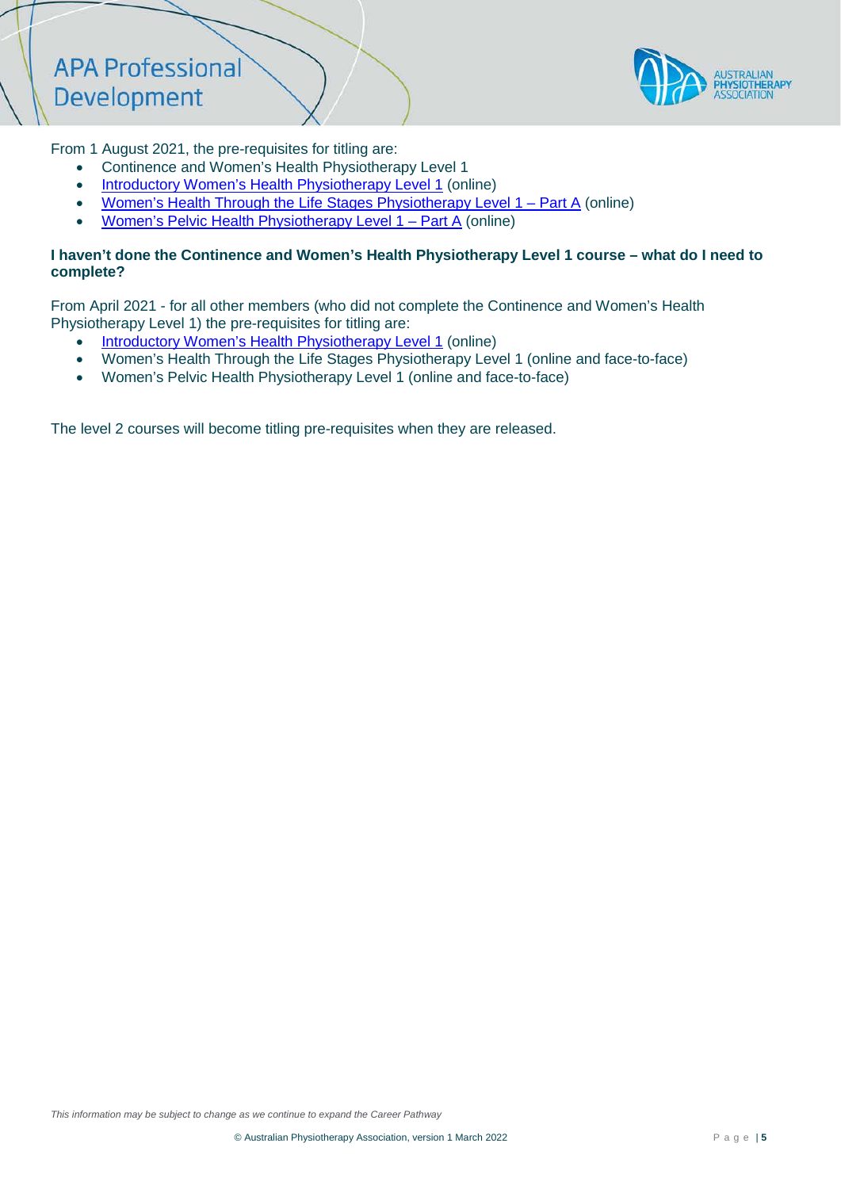From 1 August 2021, the pre-requisites for titling are:

- Continence and Women's Health Physiotherapy Level 1
- Introductory Women's Health Physiotherapy Level 1 (online)
- Women's Health Through the Life Stages Physiotherapy Level 1 – Part A (online)
- Women's Pelvic Health Physiotherapy Level 1 – Part A (online)

**I haven't done the Continence and Women's Health Physiotherapy Level 1 course – what do I need to complete?**

From April 2021 - for all other members (who did not complete the Continence and Women's Health Physiotherapy Level 1) the pre-requisites for titling are:

- Introductory Women's Health Physiotherapy Level 1 (online)
- Women's Health Through the Life Stages Physiotherapy Level 1 (online and face-to-face)
- Women's Pelvic Health Physiotherapy Level 1 (online and face-to-face)

The level 2 courses will become titling pre-requisites when they are released.

*This information may be subject to change as we continue to expand the Career Pathway*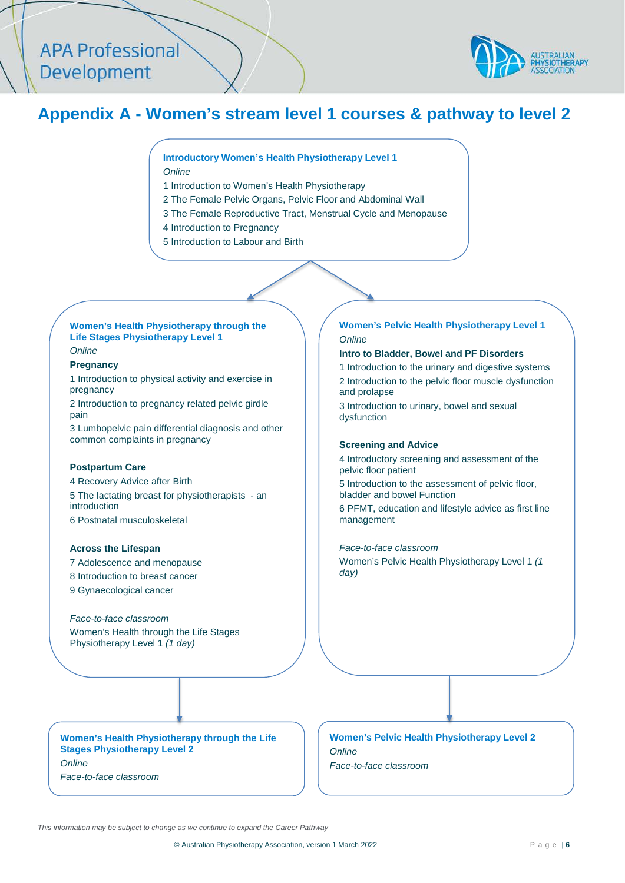# Appendix A - Women's stream level 1 courses & pathway to level 2

**Introductory Women's Health Physiotherapy Level 1**

*Online*

1 Introduction to Women's Health Physiotherapy

2 The Female Pelvic Organs, Pelvic Floor and Abdominal Wall

3 The Female Reproductive Tract, Menstrual Cycle and Menopause

4 Introduction to Pregnancy

5 Introduction to Labour and Birth

**Women's Health Physiotherapy through the Life Stages Physiotherapy Level 1**

*Online*

**Pregnancy**

1 Introduction to physical activity and exercise in pregnancy

2 Introduction to pregnancy related pelvic girdle pain

3 Lumbopelvic pain differential diagnosis and other common complaints in pregnancy

**Postpartum Care**

4 Recovery Advice after Birth

5 The lactating breast for physiotherapists - an introduction

6 Postnatal musculoskeletal

**Across the Lifespan**

7 Adolescence and menopause

8 Introduction to breast cancer

9 Gynaecological cancer

*Face-to-face classroom*

Women's Health through the Life Stages Physiotherapy Level 1 *(1 day)*

**Women's Pelvic Health Physiotherapy Level 1**

*Online*

**Intro to Bladder, Bowel and PF Disorders**

1 Introduction to the urinary and digestive systems

2 Introduction to the pelvic floor muscle dysfunction and prolapse

3 Introduction to urinary, bowel and sexual dysfunction

**Screening and Advice**

4 Introductory screening and assessment of the pelvic floor patient

5 Introduction to the assessment of pelvic floor, bladder and bowel Function

6 PFMT, education and lifestyle advice as first line management

*Face-to-face classroom*

Women's Pelvic Health Physiotherapy Level 1 *(1 day)*

**Women's Health Physiotherapy through the Life Stages Physiotherapy Level 2**

*Online*

*Face-to-face classroom*

**Women's Pelvic Health Physiotherapy Level 2**

*Online*

*Face-to-face classroom*

*This information may be subject to change as we continue to expand the Career Pathway*

© Australian Physiotherapy Association, version 1 March 2022